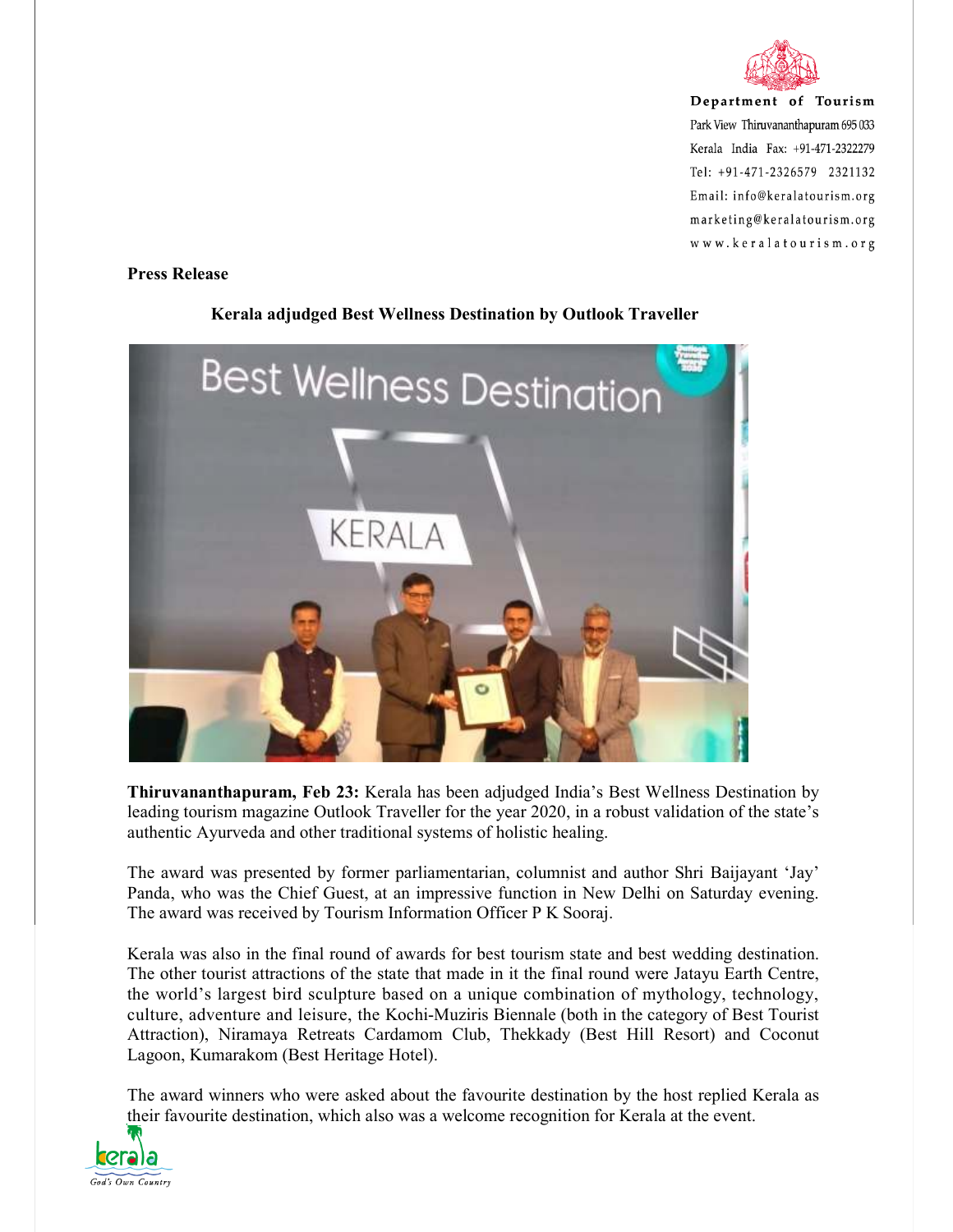Department of Tourism
Park View Thiruvananthapuram 695 033
Kerala India Fax: +91-471-2322279
Tel: +91-471-2326579 2321132
Email: info@keralatourism.org
marketing@keralatourism.org
www.keralatourism.org

**Press Release**

## Kerala adjudged Best Wellness Destination by Outlook Traveller

**Thiruvananthapuram, Feb 23:** Kerala has been adjudged India's Best Wellness Destination by leading tourism magazine Outlook Traveller for the year 2020, in a robust validation of the state's authentic Ayurveda and other traditional systems of holistic healing.

The award was presented by former parliamentarian, columnist and author Shri Baijayant 'Jay' Panda, who was the Chief Guest, at an impressive function in New Delhi on Saturday evening. The award was received by Tourism Information Officer P K Sooraj.

Kerala was also in the final round of awards for best tourism state and best wedding destination. The other tourist attractions of the state that made in it the final round were Jatayu Earth Centre, the world's largest bird sculpture based on a unique combination of mythology, technology, culture, adventure and leisure, the Kochi-Muziris Biennale (both in the category of Best Tourist Attraction), Niramaya Retreats Cardamom Club, Thekkady (Best Hill Resort) and Coconut Lagoon, Kumarakom (Best Heritage Hotel).

The award winners who were asked about the favourite destination by the host replied Kerala as their favourite destination, which also was a welcome recognition for Kerala at the event.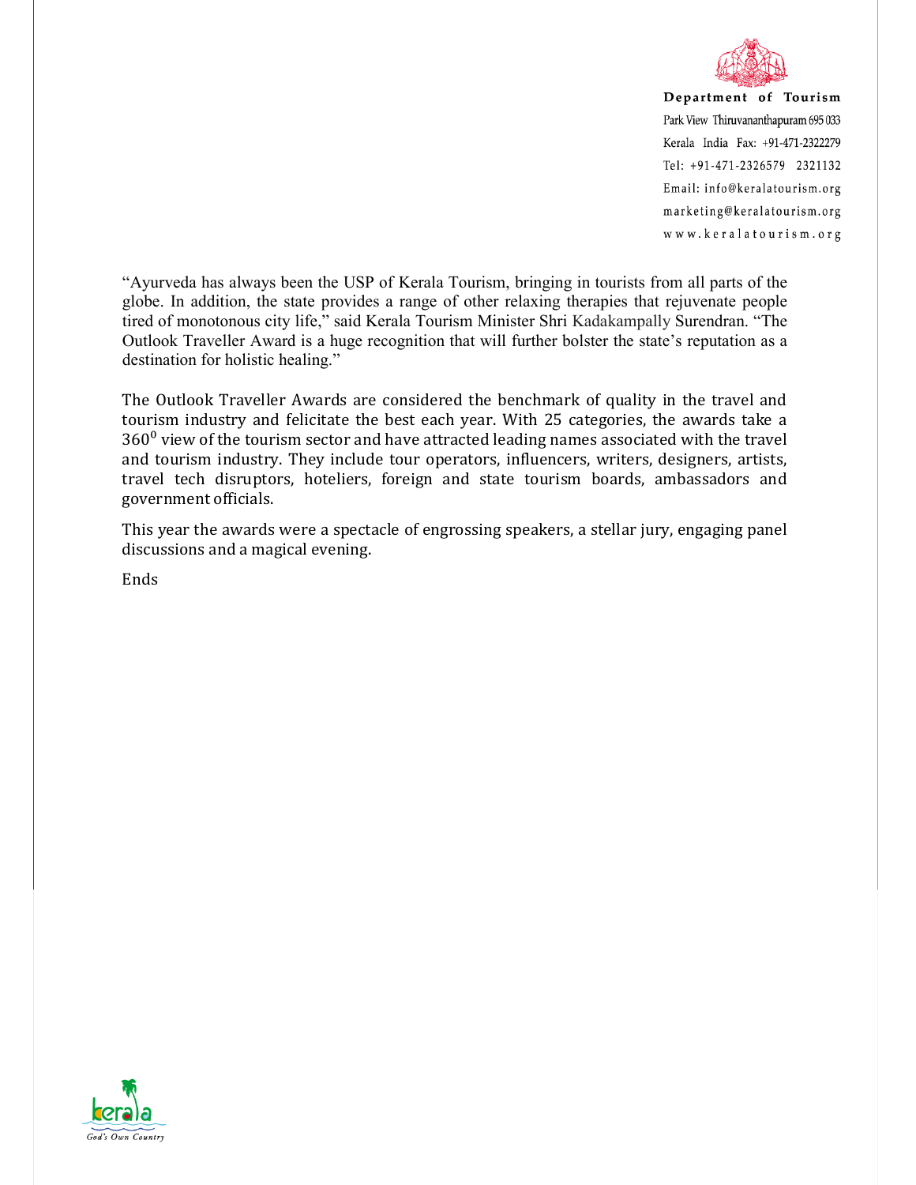**Department of Tourism**
Park View Thiruvananthapuram 695 033
Kerala India Fax: +91-471-2322279
Tel: +91-471-2326579 2321132
Email: info@keralatourism.org
marketing@keralatourism.org
www.keralatourism.org

"Ayurveda has always been the USP of Kerala Tourism, bringing in tourists from all parts of the globe. In addition, the state provides a range of other relaxing therapies that rejuvenate people tired of monotonous city life," said Kerala Tourism Minister Shri Kadakampally Surendran. "The Outlook Traveller Award is a huge recognition that will further bolster the state's reputation as a destination for holistic healing."

The Outlook Traveller Awards are considered the benchmark of quality in the travel and tourism industry and felicitate the best each year. With 25 categories, the awards take a $360^0$ view of the tourism sector and have attracted leading names associated with the travel and tourism industry. They include tour operators, influencers, writers, designers, artists, travel tech disruptors, hoteliers, foreign and state tourism boards, ambassadors and government officials.

This year the awards were a spectacle of engrossing speakers, a stellar jury, engaging panel discussions and a magical evening.

Ends

kerala
God's Own Country